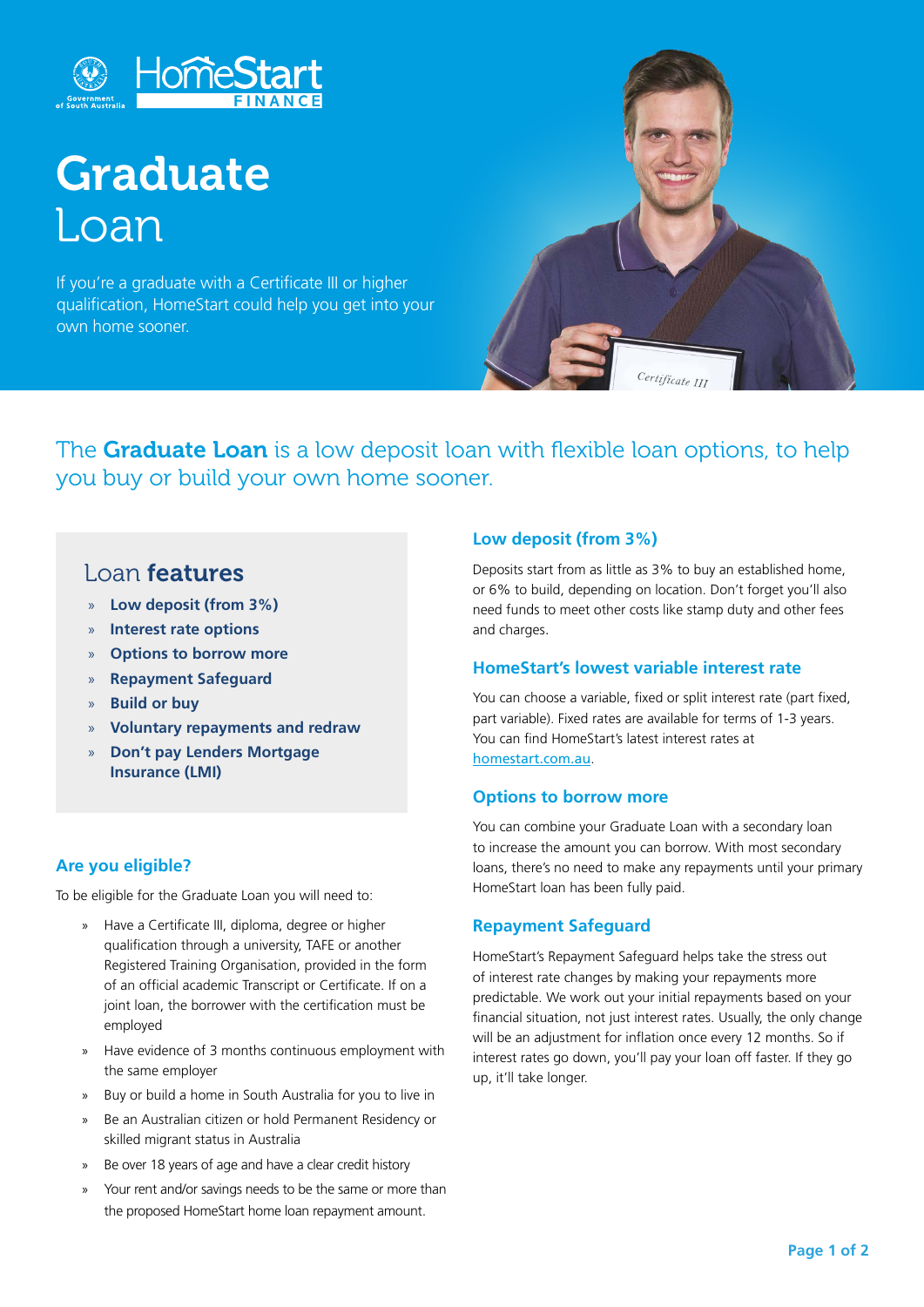# Graduate Loan

If you're a graduate with a Certificate III or higher qualification, HomeStart could help you get into your own home sooner.

The **Graduate Loan** is a low deposit loan with flexible loan options, to help you buy or build your own home sooner.

## Loan features

- **Low deposit (from 3%)**
- **Interest rate options**
- **Options to borrow more**
- **Repayment Safeguard**
- **Build or buy**
- **Voluntary repayments and redraw**
- **Don't pay Lenders Mortgage Insurance (LMI)**

### Are you eligible?

To be eligible for the Graduate Loan you will need to:

- Have a Certificate III, diploma, degree or higher qualification through a university, TAFE or another Registered Training Organisation, provided in the form of an official academic Transcript or Certificate. If on a joint loan, the borrower with the certification must be employed
- Have evidence of 3 months continuous employment with the same employer
- Buy or build a home in South Australia for you to live in
- Be an Australian citizen or hold Permanent Residency or skilled migrant status in Australia
- Be over 18 years of age and have a clear credit history
- Your rent and/or savings needs to be the same or more than the proposed HomeStart home loan repayment amount.

### Low deposit (from 3%)

Deposits start from as little as 3% to buy an established home, or 6% to build, depending on location. Don't forget you'll also need funds to meet other costs like stamp duty and other fees and charges.

### HomeStart's lowest variable interest rate

You can choose a variable, fixed or split interest rate (part fixed, part variable). Fixed rates are available for terms of 1-3 years. You can find HomeStart's latest interest rates at homestart.com.au.

### Options to borrow more

You can combine your Graduate Loan with a secondary loan to increase the amount you can borrow. With most secondary loans, there's no need to make any repayments until your primary HomeStart loan has been fully paid.

### Repayment Safeguard

HomeStart's Repayment Safeguard helps take the stress out of interest rate changes by making your repayments more predictable. We work out your initial repayments based on your financial situation, not just interest rates. Usually, the only change will be an adjustment for inflation once every 12 months. So if interest rates go down, you'll pay your loan off faster. If they go up, it'll take longer.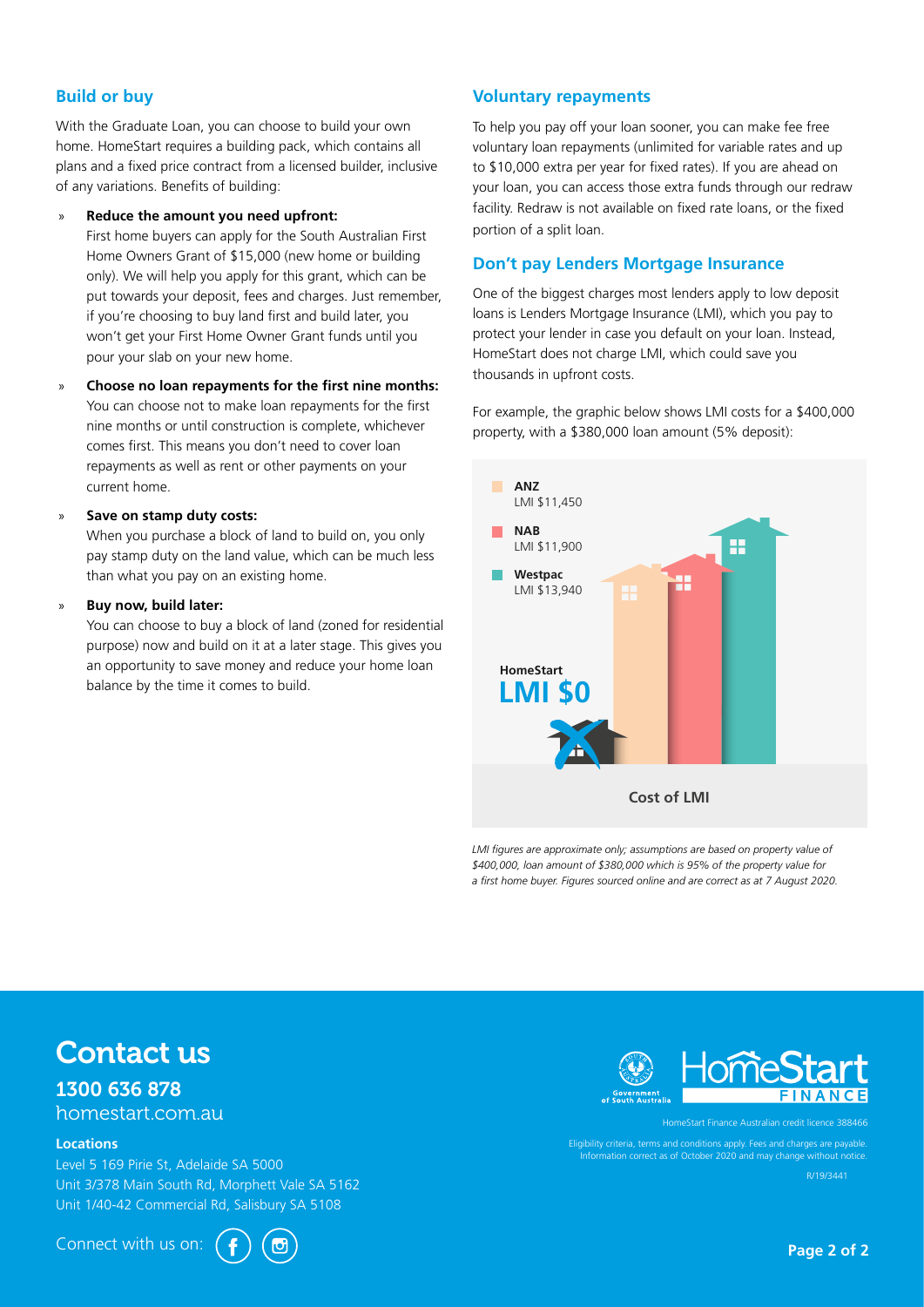## Build or buy

With the Graduate Loan, you can choose to build your own home. HomeStart requires a building pack, which contains all plans and a fixed price contract from a licensed builder, inclusive of any variations. Benefits of building:

- **Reduce the amount you need upfront:**
  First home buyers can apply for the South Australian First Home Owners Grant of $15,000 (new home or building only). We will help you apply for this grant, which can be put towards your deposit, fees and charges. Just remember, if you're choosing to buy land first and build later, you won't get your First Home Owner Grant funds until you pour your slab on your new home.
- **Choose no loan repayments for the first nine months:**
  You can choose not to make loan repayments for the first nine months or until construction is complete, whichever comes first. This means you don't need to cover loan repayments as well as rent or other payments on your current home.
- **Save on stamp duty costs:**
  When you purchase a block of land to build on, you only pay stamp duty on the land value, which can be much less than what you pay on an existing home.
- **Buy now, build later:**
  You can choose to buy a block of land (zoned for residential purpose) now and build on it at a later stage. This gives you an opportunity to save money and reduce your home loan balance by the time it comes to build.

## Voluntary repayments

To help you pay off your loan sooner, you can make fee free voluntary loan repayments (unlimited for variable rates and up to $10,000 extra per year for fixed rates). If you are ahead on your loan, you can access those extra funds through our redraw facility. Redraw is not available on fixed rate loans, or the fixed portion of a split loan.

## Don't pay Lenders Mortgage Insurance

One of the biggest charges most lenders apply to low deposit loans is Lenders Mortgage Insurance (LMI), which you pay to protect your lender in case you default on your loan. Instead, HomeStart does not charge LMI, which could save you thousands in upfront costs.

For example, the graphic below shows LMI costs for a $400,000 property, with a $380,000 loan amount (5% deposit):

ANZ
LMI $11,450

NAB
LMI $11,900

Westpac
LMI $13,940

HomeStart
**LMI $0**

Cost of LMI

*LMI figures are approximate only; assumptions are based on property value of $400,000, loan amount of $380,000 which is 95% of the property value for a first home buyer. Figures sourced online and are correct as at 7 August 2020.*

# Contact us

## 1300 636 878

homestart.com.au

**Locations**

Level 5 169 Pirie St, Adelaide SA 5000
Unit 3/378 Main South Rd, Morphett Vale SA 5162
Unit 1/40-42 Commercial Rd, Salisbury SA 5108

Connect with us on:

Government of South Australia

HomeStart FINANCE

HomeStart Finance Australian credit licence 388466

Eligibility criteria, terms and conditions apply. Fees and charges are payable. Information correct as of October 2020 and may change without notice.

R/19/3441